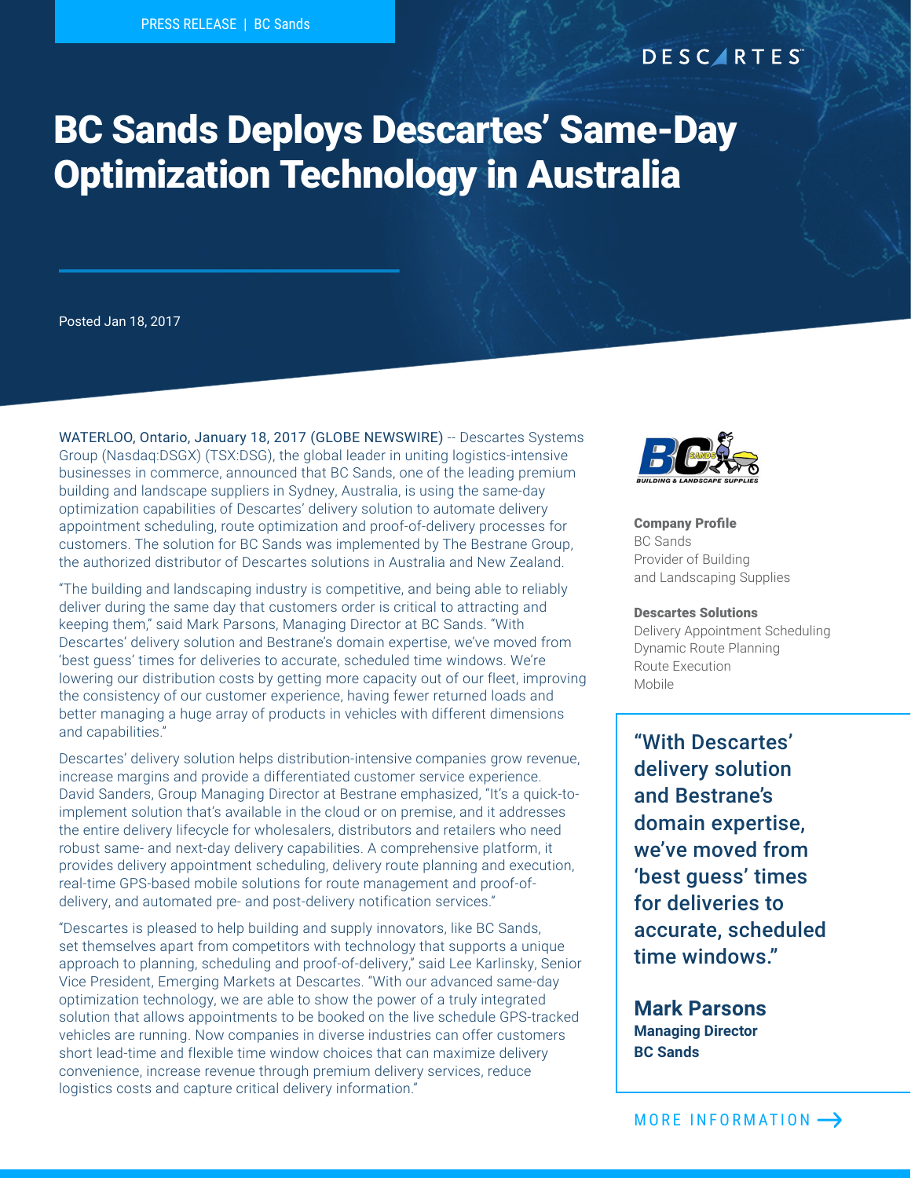PRESS RELEASE | BC Sands

# BC Sands Deploys Descartes' Same-Day Optimization Technology in Australia

Posted Jan 18, 2017

WATERLOO, Ontario, January 18, 2017 (GLOBE NEWSWIRE) -- Descartes Systems Group (Nasdaq:DSGX) (TSX:DSG), the global leader in uniting logistics-intensive businesses in commerce, announced that BC Sands, one of the leading premium building and landscape suppliers in Sydney, Australia, is using the same-day optimization capabilities of Descartes' delivery solution to automate delivery appointment scheduling, route optimization and proof-of-delivery processes for customers. The solution for BC Sands was implemented by The Bestrane Group, the authorized distributor of Descartes solutions in Australia and New Zealand.

"The building and landscaping industry is competitive, and being able to reliably deliver during the same day that customers order is critical to attracting and keeping them," said Mark Parsons, Managing Director at BC Sands. "With Descartes' delivery solution and Bestrane's domain expertise, we've moved from 'best guess' times for deliveries to accurate, scheduled time windows. We're lowering our distribution costs by getting more capacity out of our fleet, improving the consistency of our customer experience, having fewer returned loads and better managing a huge array of products in vehicles with different dimensions and capabilities."

Descartes' delivery solution helps distribution-intensive companies grow revenue, increase margins and provide a differentiated customer service experience. David Sanders, Group Managing Director at Bestrane emphasized, "It's a quick-to-implement solution that's available in the cloud or on premise, and it addresses the entire delivery lifecycle for wholesalers, distributors and retailers who need robust same- and next-day delivery capabilities. A comprehensive platform, it provides delivery appointment scheduling, delivery route planning and execution, real-time GPS-based mobile solutions for route management and proof-of-delivery, and automated pre- and post-delivery notification services."

"Descartes is pleased to help building and supply innovators, like BC Sands, set themselves apart from competitors with technology that supports a unique approach to planning, scheduling and proof-of-delivery," said Lee Karlinsky, Senior Vice President, Emerging Markets at Descartes. "With our advanced same-day optimization technology, we are able to show the power of a truly integrated solution that allows appointments to be booked on the live schedule GPS-tracked vehicles are running. Now companies in diverse industries can offer customers short lead-time and flexible time window choices that can maximize delivery convenience, increase revenue through premium delivery services, reduce logistics costs and capture critical delivery information."

**Company Profile**
BC Sands
Provider of Building and Landscaping Supplies

**Descartes Solutions**
Delivery Appointment Scheduling
Dynamic Route Planning
Route Execution
Mobile

> "With Descartes' delivery solution and Bestrane's domain expertise, we've moved from 'best guess' times for deliveries to accurate, scheduled time windows."
>
> **Mark Parsons**
> **Managing Director**
> **BC Sands**

MORE INFORMATION →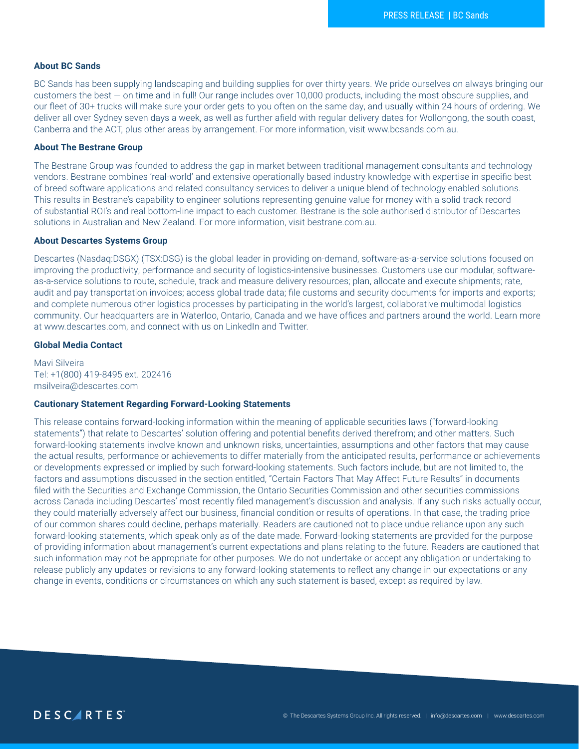### About BC Sands

BC Sands has been supplying landscaping and building supplies for over thirty years. We pride ourselves on always bringing our customers the best — on time and in full! Our range includes over 10,000 products, including the most obscure supplies, and our fleet of 30+ trucks will make sure your order gets to you often on the same day, and usually within 24 hours of ordering. We deliver all over Sydney seven days a week, as well as further afield with regular delivery dates for Wollongong, the south coast, Canberra and the ACT, plus other areas by arrangement. For more information, visit www.bcsands.com.au.

### About The Bestrane Group

The Bestrane Group was founded to address the gap in market between traditional management consultants and technology vendors. Bestrane combines 'real-world' and extensive operationally based industry knowledge with expertise in specific best of breed software applications and related consultancy services to deliver a unique blend of technology enabled solutions. This results in Bestrane's capability to engineer solutions representing genuine value for money with a solid track record of substantial ROI's and real bottom-line impact to each customer. Bestrane is the sole authorised distributor of Descartes solutions in Australian and New Zealand. For more information, visit bestrane.com.au.

### About Descartes Systems Group

Descartes (Nasdaq:DSGX) (TSX:DSG) is the global leader in providing on-demand, software-as-a-service solutions focused on improving the productivity, performance and security of logistics-intensive businesses. Customers use our modular, software-as-a-service solutions to route, schedule, track and measure delivery resources; plan, allocate and execute shipments; rate, audit and pay transportation invoices; access global trade data; file customs and security documents for imports and exports; and complete numerous other logistics processes by participating in the world's largest, collaborative multimodal logistics community. Our headquarters are in Waterloo, Ontario, Canada and we have offices and partners around the world. Learn more at www.descartes.com, and connect with us on LinkedIn and Twitter.

### Global Media Contact

Mavi Silveira
Tel: +1(800) 419-8495 ext. 202416
msilveira@descartes.com

### Cautionary Statement Regarding Forward-Looking Statements

This release contains forward-looking information within the meaning of applicable securities laws ("forward-looking statements") that relate to Descartes' solution offering and potential benefits derived therefrom; and other matters. Such forward-looking statements involve known and unknown risks, uncertainties, assumptions and other factors that may cause the actual results, performance or achievements to differ materially from the anticipated results, performance or achievements or developments expressed or implied by such forward-looking statements. Such factors include, but are not limited to, the factors and assumptions discussed in the section entitled, "Certain Factors That May Affect Future Results" in documents filed with the Securities and Exchange Commission, the Ontario Securities Commission and other securities commissions across Canada including Descartes' most recently filed management's discussion and analysis. If any such risks actually occur, they could materially adversely affect our business, financial condition or results of operations. In that case, the trading price of our common shares could decline, perhaps materially. Readers are cautioned not to place undue reliance upon any such forward-looking statements, which speak only as of the date made. Forward-looking statements are provided for the purpose of providing information about management's current expectations and plans relating to the future. Readers are cautioned that such information may not be appropriate for other purposes. We do not undertake or accept any obligation or undertaking to release publicly any updates or revisions to any forward-looking statements to reflect any change in our expectations or any change in events, conditions or circumstances on which any such statement is based, except as required by law.